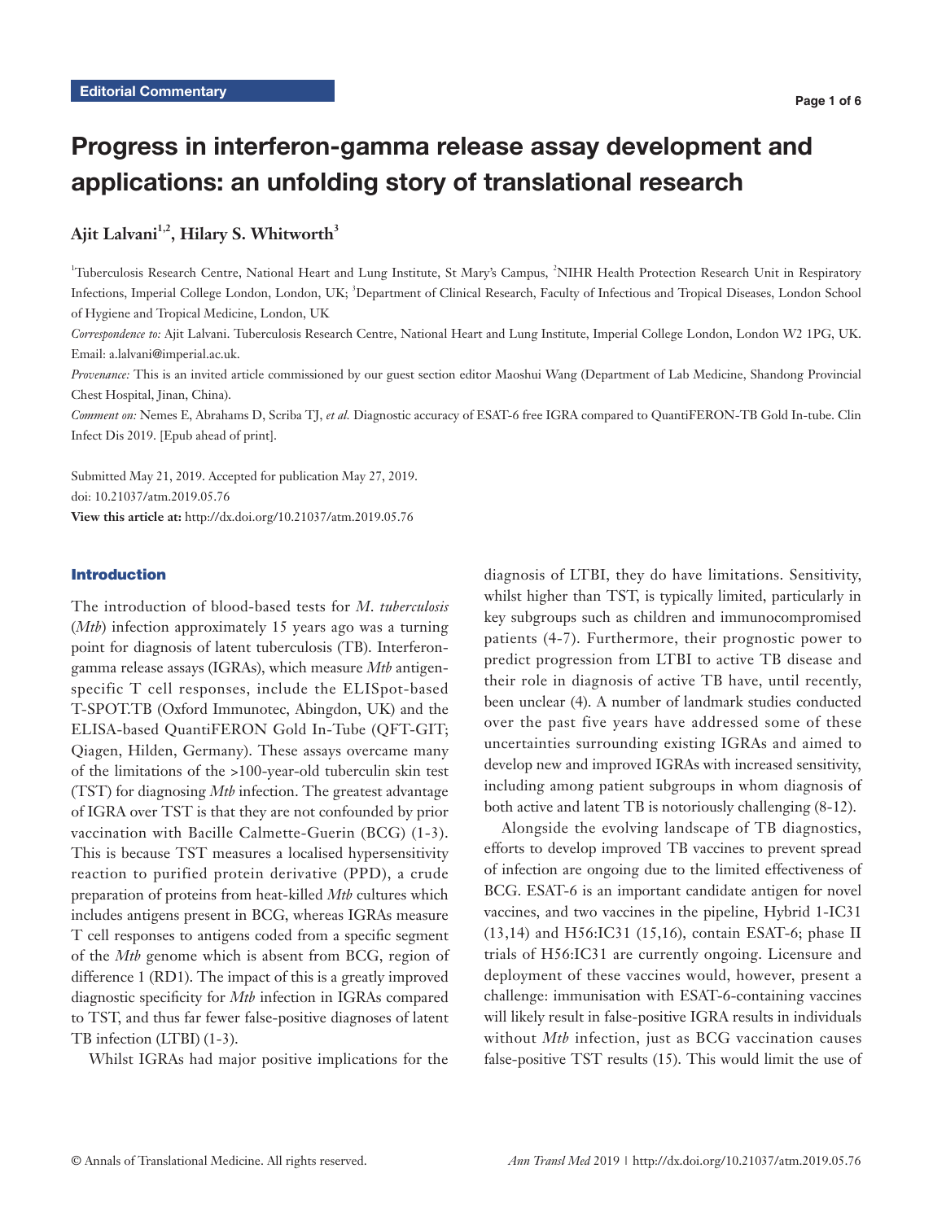Editorial Commentary

# Progress in interferon-gamma release assay development and applications: an unfolding story of translational research

**Ajit Lalvani[1,2], Hilary S. Whitworth[3]**

[1]Tuberculosis Research Centre, National Heart and Lung Institute, St Mary's Campus, [2]NIHR Health Protection Research Unit in Respiratory Infections, Imperial College London, London, UK; [3]Department of Clinical Research, Faculty of Infectious and Tropical Diseases, London School of Hygiene and Tropical Medicine, London, UK

*Correspondence to:* Ajit Lalvani. Tuberculosis Research Centre, National Heart and Lung Institute, Imperial College London, London W2 1PG, UK. Email: a.lalvani@imperial.ac.uk.

*Provenance:* This is an invited article commissioned by our guest section editor Maoshui Wang (Department of Lab Medicine, Shandong Provincial Chest Hospital, Jinan, China).

*Comment on:* Nemes E, Abrahams D, Scriba TJ, *et al.* Diagnostic accuracy of ESAT-6 free IGRA compared to QuantiFERON-TB Gold In-tube. Clin Infect Dis 2019. [Epub ahead of print].

Submitted May 21, 2019. Accepted for publication May 27, 2019.
doi: 10.21037/atm.2019.05.76
**View this article at:** http://dx.doi.org/10.21037/atm.2019.05.76

## Introduction

The introduction of blood-based tests for *M. tuberculosis* (*Mtb*) infection approximately 15 years ago was a turning point for diagnosis of latent tuberculosis (TB). Interferon-gamma release assays (IGRAs), which measure *Mtb* antigen-specific T cell responses, include the ELISpot-based T-SPOT.TB (Oxford Immunotec, Abingdon, UK) and the ELISA-based QuantiFERON Gold In-Tube (QFT-GIT; Qiagen, Hilden, Germany). These assays overcame many of the limitations of the >100-year-old tuberculin skin test (TST) for diagnosing *Mtb* infection. The greatest advantage of IGRA over TST is that they are not confounded by prior vaccination with Bacille Calmette-Guerin (BCG) (1-3). This is because TST measures a localised hypersensitivity reaction to purified protein derivative (PPD), a crude preparation of proteins from heat-killed *Mtb* cultures which includes antigens present in BCG, whereas IGRAs measure T cell responses to antigens coded from a specific segment of the *Mtb* genome which is absent from BCG, region of difference 1 (RD1). The impact of this is a greatly improved diagnostic specificity for *Mtb* infection in IGRAs compared to TST, and thus far fewer false-positive diagnoses of latent TB infection (LTBI) (1-3).

Whilst IGRAs had major positive implications for the diagnosis of LTBI, they do have limitations. Sensitivity, whilst higher than TST, is typically limited, particularly in key subgroups such as children and immunocompromised patients (4-7). Furthermore, their prognostic power to predict progression from LTBI to active TB disease and their role in diagnosis of active TB have, until recently, been unclear (4). A number of landmark studies conducted over the past five years have addressed some of these uncertainties surrounding existing IGRAs and aimed to develop new and improved IGRAs with increased sensitivity, including among patient subgroups in whom diagnosis of both active and latent TB is notoriously challenging (8-12).

Alongside the evolving landscape of TB diagnostics, efforts to develop improved TB vaccines to prevent spread of infection are ongoing due to the limited effectiveness of BCG. ESAT-6 is an important candidate antigen for novel vaccines, and two vaccines in the pipeline, Hybrid 1-IC31 (13,14) and H56:IC31 (15,16), contain ESAT-6; phase II trials of H56:IC31 are currently ongoing. Licensure and deployment of these vaccines would, however, present a challenge: immunisation with ESAT-6-containing vaccines will likely result in false-positive IGRA results in individuals without *Mtb* infection, just as BCG vaccination causes false-positive TST results (15). This would limit the use of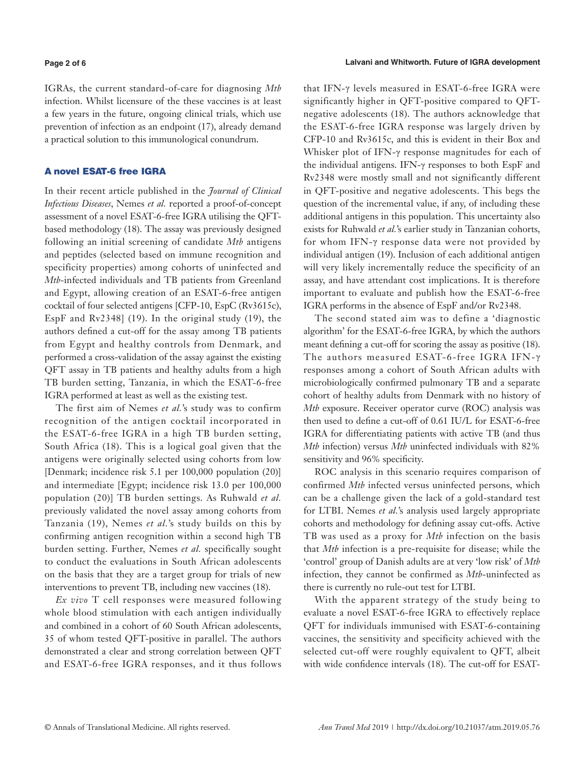IGRAs, the current standard-of-care for diagnosing *Mtb* infection. Whilst licensure of the these vaccines is at least a few years in the future, ongoing clinical trials, which use prevention of infection as an endpoint (17), already demand a practical solution to this immunological conundrum.

## A novel ESAT-6 free IGRA

In their recent article published in the *Journal of Clinical Infectious Diseases*, Nemes *et al.* reported a proof-of-concept assessment of a novel ESAT-6-free IGRA utilising the QFT-based methodology (18). The assay was previously designed following an initial screening of candidate *Mtb* antigens and peptides (selected based on immune recognition and specificity properties) among cohorts of uninfected and *Mtb*-infected individuals and TB patients from Greenland and Egypt, allowing creation of an ESAT-6-free antigen cocktail of four selected antigens [CFP-10, EspC (Rv3615c), EspF and Rv2348] (19). In the original study (19), the authors defined a cut-off for the assay among TB patients from Egypt and healthy controls from Denmark, and performed a cross-validation of the assay against the existing QFT assay in TB patients and healthy adults from a high TB burden setting, Tanzania, in which the ESAT-6-free IGRA performed at least as well as the existing test.

The first aim of Nemes *et al.*'s study was to confirm recognition of the antigen cocktail incorporated in the ESAT-6-free IGRA in a high TB burden setting, South Africa (18). This is a logical goal given that the antigens were originally selected using cohorts from low [Denmark; incidence risk 5.1 per 100,000 population (20)] and intermediate [Egypt; incidence risk 13.0 per 100,000 population (20)] TB burden settings. As Ruhwald *et al.* previously validated the novel assay among cohorts from Tanzania (19), Nemes *et al.*'s study builds on this by confirming antigen recognition within a second high TB burden setting. Further, Nemes *et al.* specifically sought to conduct the evaluations in South African adolescents on the basis that they are a target group for trials of new interventions to prevent TB, including new vaccines (18).

*Ex vivo* T cell responses were measured following whole blood stimulation with each antigen individually and combined in a cohort of 60 South African adolescents, 35 of whom tested QFT-positive in parallel. The authors demonstrated a clear and strong correlation between QFT and ESAT-6-free IGRA responses, and it thus follows that IFN-γ levels measured in ESAT-6-free IGRA were significantly higher in QFT-positive compared to QFT-negative adolescents (18). The authors acknowledge that the ESAT-6-free IGRA response was largely driven by CFP-10 and Rv3615c, and this is evident in their Box and Whisker plot of IFN-γ response magnitudes for each of the individual antigens. IFN-γ responses to both EspF and Rv2348 were mostly small and not significantly different in QFT-positive and negative adolescents. This begs the question of the incremental value, if any, of including these additional antigens in this population. This uncertainty also exists for Ruhwald *et al.*'s earlier study in Tanzanian cohorts, for whom IFN-γ response data were not provided by individual antigen (19). Inclusion of each additional antigen will very likely incrementally reduce the specificity of an assay, and have attendant cost implications. It is therefore important to evaluate and publish how the ESAT-6-free IGRA performs in the absence of EspF and/or Rv2348.

The second stated aim was to define a 'diagnostic algorithm' for the ESAT-6-free IGRA, by which the authors meant defining a cut-off for scoring the assay as positive (18). The authors measured ESAT-6-free IGRA IFN-γ responses among a cohort of South African adults with microbiologically confirmed pulmonary TB and a separate cohort of healthy adults from Denmark with no history of *Mtb* exposure. Receiver operator curve (ROC) analysis was then used to define a cut-off of 0.61 IU/L for ESAT-6-free IGRA for differentiating patients with active TB (and thus *Mtb* infection) versus *Mtb* uninfected individuals with 82% sensitivity and 96% specificity.

ROC analysis in this scenario requires comparison of confirmed *Mtb* infected versus uninfected persons, which can be a challenge given the lack of a gold-standard test for LTBI. Nemes *et al.*'s analysis used largely appropriate cohorts and methodology for defining assay cut-offs. Active TB was used as a proxy for *Mtb* infection on the basis that *Mtb* infection is a pre-requisite for disease; while the 'control' group of Danish adults are at very 'low risk' of *Mtb* infection, they cannot be confirmed as *Mtb*-uninfected as there is currently no rule-out test for LTBI.

With the apparent strategy of the study being to evaluate a novel ESAT-6-free IGRA to effectively replace QFT for individuals immunised with ESAT-6-containing vaccines, the sensitivity and specificity achieved with the selected cut-off were roughly equivalent to QFT, albeit with wide confidence intervals (18). The cut-off for ESAT-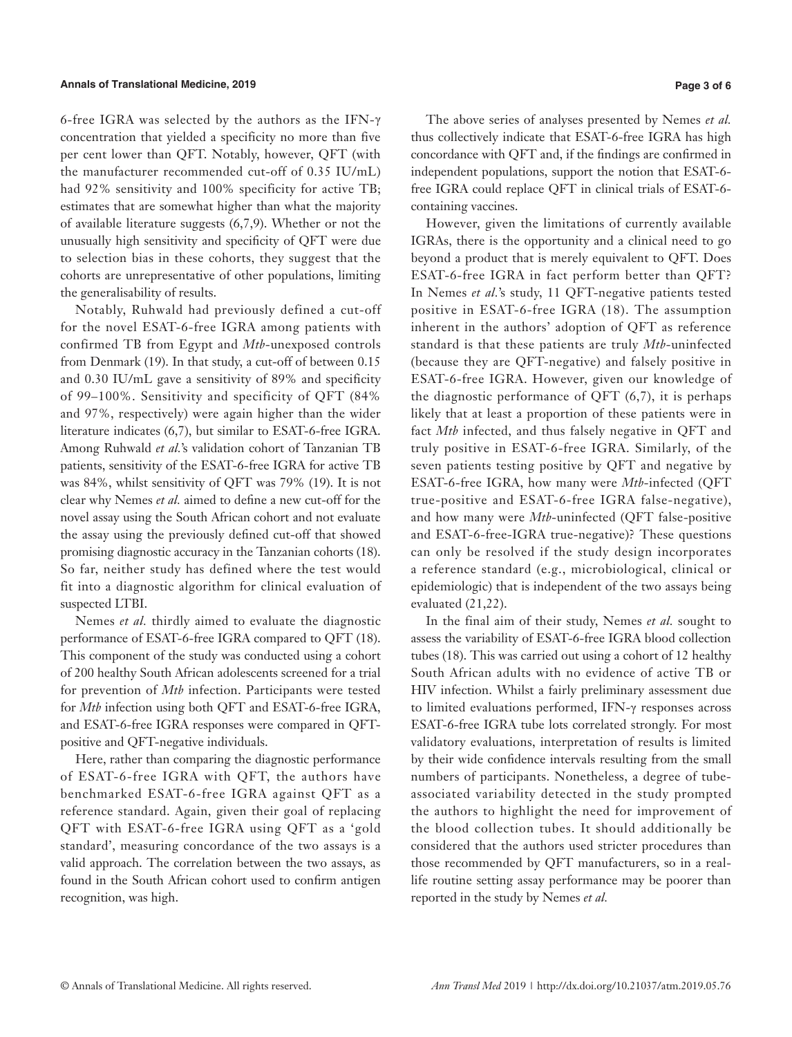6-free IGRA was selected by the authors as the IFN-γ concentration that yielded a specificity no more than five per cent lower than QFT. Notably, however, QFT (with the manufacturer recommended cut-off of 0.35 IU/mL) had 92% sensitivity and 100% specificity for active TB; estimates that are somewhat higher than what the majority of available literature suggests (6,7,9). Whether or not the unusually high sensitivity and specificity of QFT were due to selection bias in these cohorts, they suggest that the cohorts are unrepresentative of other populations, limiting the generalisability of results.

Notably, Ruhwald had previously defined a cut-off for the novel ESAT-6-free IGRA among patients with confirmed TB from Egypt and *Mtb*-unexposed controls from Denmark (19). In that study, a cut-off of between 0.15 and 0.30 IU/mL gave a sensitivity of 89% and specificity of 99–100%. Sensitivity and specificity of QFT (84% and 97%, respectively) were again higher than the wider literature indicates (6,7), but similar to ESAT-6-free IGRA. Among Ruhwald *et al.*'s validation cohort of Tanzanian TB patients, sensitivity of the ESAT-6-free IGRA for active TB was 84%, whilst sensitivity of QFT was 79% (19). It is not clear why Nemes *et al.* aimed to define a new cut-off for the novel assay using the South African cohort and not evaluate the assay using the previously defined cut-off that showed promising diagnostic accuracy in the Tanzanian cohorts (18). So far, neither study has defined where the test would fit into a diagnostic algorithm for clinical evaluation of suspected LTBI.

Nemes *et al.* thirdly aimed to evaluate the diagnostic performance of ESAT-6-free IGRA compared to QFT (18). This component of the study was conducted using a cohort of 200 healthy South African adolescents screened for a trial for prevention of *Mtb* infection. Participants were tested for *Mtb* infection using both QFT and ESAT-6-free IGRA, and ESAT-6-free IGRA responses were compared in QFT-positive and QFT-negative individuals.

Here, rather than comparing the diagnostic performance of ESAT-6-free IGRA with QFT, the authors have benchmarked ESAT-6-free IGRA against QFT as a reference standard. Again, given their goal of replacing QFT with ESAT-6-free IGRA using QFT as a 'gold standard', measuring concordance of the two assays is a valid approach. The correlation between the two assays, as found in the South African cohort used to confirm antigen recognition, was high.

The above series of analyses presented by Nemes *et al.* thus collectively indicate that ESAT-6-free IGRA has high concordance with QFT and, if the findings are confirmed in independent populations, support the notion that ESAT-6-free IGRA could replace QFT in clinical trials of ESAT-6-containing vaccines.

However, given the limitations of currently available IGRAs, there is the opportunity and a clinical need to go beyond a product that is merely equivalent to QFT. Does ESAT-6-free IGRA in fact perform better than QFT? In Nemes *et al.*'s study, 11 QFT-negative patients tested positive in ESAT-6-free IGRA (18). The assumption inherent in the authors' adoption of QFT as reference standard is that these patients are truly *Mtb*-uninfected (because they are QFT-negative) and falsely positive in ESAT-6-free IGRA. However, given our knowledge of the diagnostic performance of QFT (6,7), it is perhaps likely that at least a proportion of these patients were in fact *Mtb* infected, and thus falsely negative in QFT and truly positive in ESAT-6-free IGRA. Similarly, of the seven patients testing positive by QFT and negative by ESAT-6-free IGRA, how many were *Mtb*-infected (QFT true-positive and ESAT-6-free IGRA false-negative), and how many were *Mtb*-uninfected (QFT false-positive and ESAT-6-free-IGRA true-negative)? These questions can only be resolved if the study design incorporates a reference standard (e.g., microbiological, clinical or epidemiologic) that is independent of the two assays being evaluated (21,22).

In the final aim of their study, Nemes *et al.* sought to assess the variability of ESAT-6-free IGRA blood collection tubes (18). This was carried out using a cohort of 12 healthy South African adults with no evidence of active TB or HIV infection. Whilst a fairly preliminary assessment due to limited evaluations performed, IFN-γ responses across ESAT-6-free IGRA tube lots correlated strongly. For most validatory evaluations, interpretation of results is limited by their wide confidence intervals resulting from the small numbers of participants. Nonetheless, a degree of tube-associated variability detected in the study prompted the authors to highlight the need for improvement of the blood collection tubes. It should additionally be considered that the authors used stricter procedures than those recommended by QFT manufacturers, so in a real-life routine setting assay performance may be poorer than reported in the study by Nemes *et al.*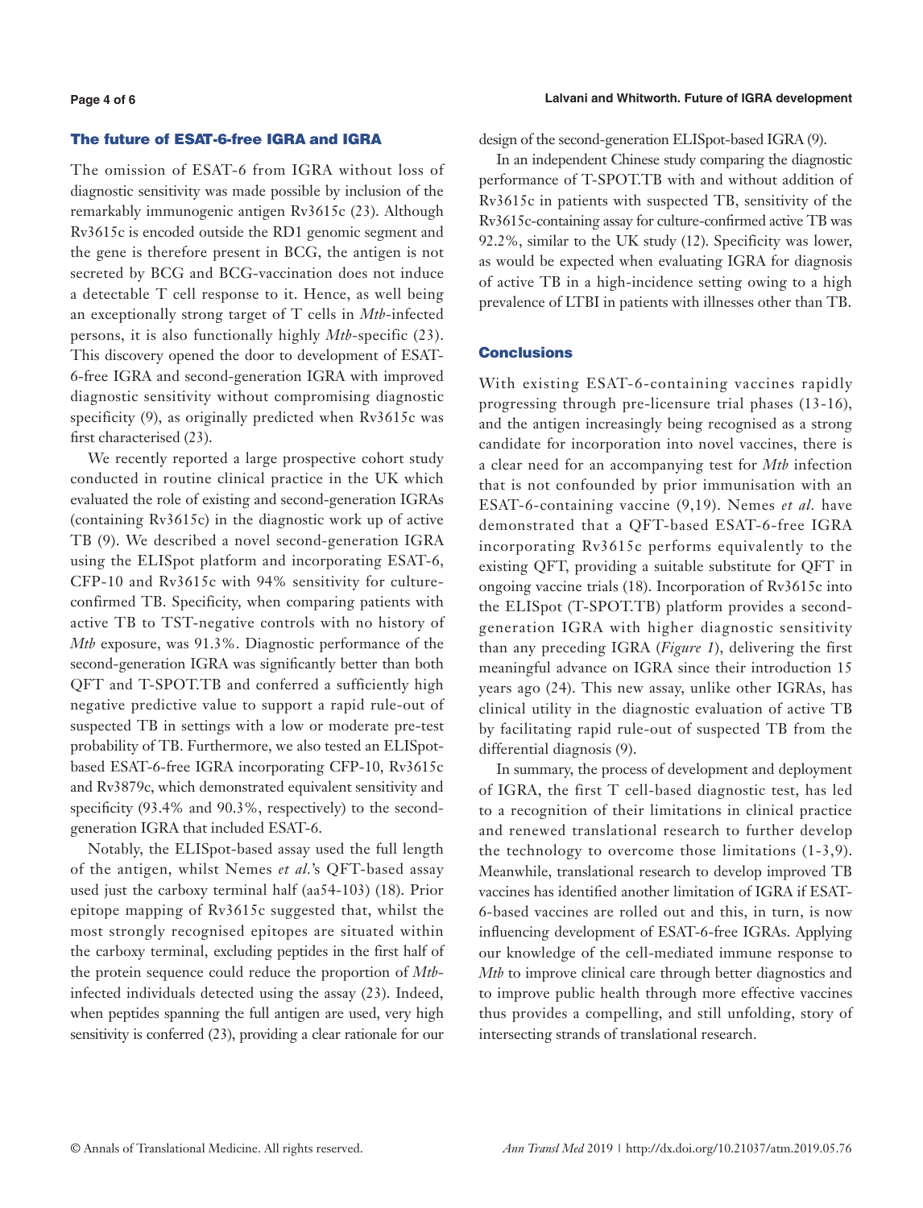## The future of ESAT-6-free IGRA and IGRA

The omission of ESAT-6 from IGRA without loss of diagnostic sensitivity was made possible by inclusion of the remarkably immunogenic antigen Rv3615c (23). Although Rv3615c is encoded outside the RD1 genomic segment and the gene is therefore present in BCG, the antigen is not secreted by BCG and BCG-vaccination does not induce a detectable T cell response to it. Hence, as well being an exceptionally strong target of T cells in *Mtb*-infected persons, it is also functionally highly *Mtb*-specific (23). This discovery opened the door to development of ESAT-6-free IGRA and second-generation IGRA with improved diagnostic sensitivity without compromising diagnostic specificity (9), as originally predicted when Rv3615c was first characterised (23).

We recently reported a large prospective cohort study conducted in routine clinical practice in the UK which evaluated the role of existing and second-generation IGRAs (containing Rv3615c) in the diagnostic work up of active TB (9). We described a novel second-generation IGRA using the ELISpot platform and incorporating ESAT-6, CFP-10 and Rv3615c with 94% sensitivity for culture-confirmed TB. Specificity, when comparing patients with active TB to TST-negative controls with no history of *Mtb* exposure, was 91.3%. Diagnostic performance of the second-generation IGRA was significantly better than both QFT and T-SPOT.TB and conferred a sufficiently high negative predictive value to support a rapid rule-out of suspected TB in settings with a low or moderate pre-test probability of TB. Furthermore, we also tested an ELISpot-based ESAT-6-free IGRA incorporating CFP-10, Rv3615c and Rv3879c, which demonstrated equivalent sensitivity and specificity (93.4% and 90.3%, respectively) to the second-generation IGRA that included ESAT-6.

Notably, the ELISpot-based assay used the full length of the antigen, whilst Nemes *et al.*'s QFT-based assay used just the carboxy terminal half (aa54-103) (18). Prior epitope mapping of Rv3615c suggested that, whilst the most strongly recognised epitopes are situated within the carboxy terminal, excluding peptides in the first half of the protein sequence could reduce the proportion of *Mtb*-infected individuals detected using the assay (23). Indeed, when peptides spanning the full antigen are used, very high sensitivity is conferred (23), providing a clear rationale for our design of the second-generation ELISpot-based IGRA (9).

In an independent Chinese study comparing the diagnostic performance of T-SPOT.TB with and without addition of Rv3615c in patients with suspected TB, sensitivity of the Rv3615c-containing assay for culture-confirmed active TB was 92.2%, similar to the UK study (12). Specificity was lower, as would be expected when evaluating IGRA for diagnosis of active TB in a high-incidence setting owing to a high prevalence of LTBI in patients with illnesses other than TB.

## Conclusions

With existing ESAT-6-containing vaccines rapidly progressing through pre-licensure trial phases (13-16), and the antigen increasingly being recognised as a strong candidate for incorporation into novel vaccines, there is a clear need for an accompanying test for *Mtb* infection that is not confounded by prior immunisation with an ESAT-6-containing vaccine (9,19). Nemes *et al.* have demonstrated that a QFT-based ESAT-6-free IGRA incorporating Rv3615c performs equivalently to the existing QFT, providing a suitable substitute for QFT in ongoing vaccine trials (18). Incorporation of Rv3615c into the ELISpot (T-SPOT.TB) platform provides a second-generation IGRA with higher diagnostic sensitivity than any preceding IGRA (*Figure 1*), delivering the first meaningful advance on IGRA since their introduction 15 years ago (24). This new assay, unlike other IGRAs, has clinical utility in the diagnostic evaluation of active TB by facilitating rapid rule-out of suspected TB from the differential diagnosis (9).

In summary, the process of development and deployment of IGRA, the first T cell-based diagnostic test, has led to a recognition of their limitations in clinical practice and renewed translational research to further develop the technology to overcome those limitations (1-3,9). Meanwhile, translational research to develop improved TB vaccines has identified another limitation of IGRA if ESAT-6-based vaccines are rolled out and this, in turn, is now influencing development of ESAT-6-free IGRAs. Applying our knowledge of the cell-mediated immune response to *Mtb* to improve clinical care through better diagnostics and to improve public health through more effective vaccines thus provides a compelling, and still unfolding, story of intersecting strands of translational research.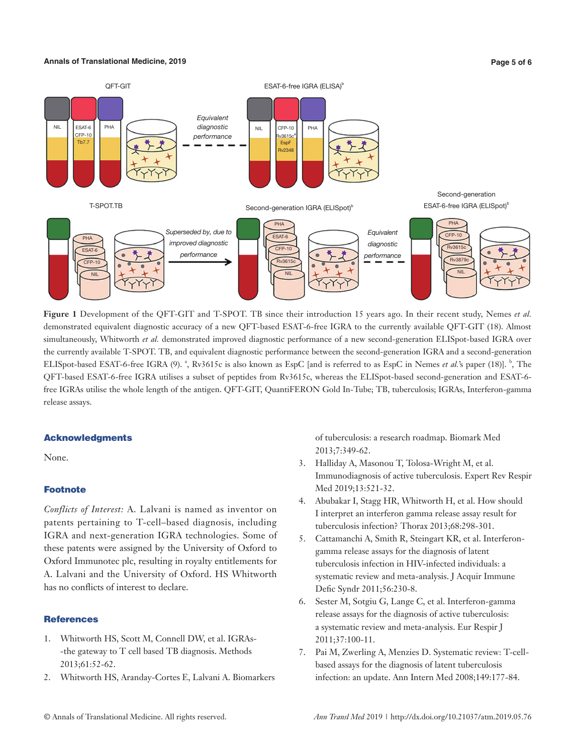**Figure 1** Development of the QFT-GIT and T-SPOT. TB since their introduction 15 years ago. In their recent study, Nemes *et al.* demonstrated equivalent diagnostic accuracy of a new QFT-based ESAT-6-free IGRA to the currently available QFT-GIT (18). Almost simultaneously, Whitworth *et al.* demonstrated improved diagnostic performance of a new second-generation ELISpot-based IGRA over the currently available T-SPOT. TB, and equivalent diagnostic performance between the second-generation IGRA and a second-generation ELISpot-based ESAT-6-free IGRA (9). [a], Rv3615c is also known as EspC [and is referred to as EspC in Nemes *et al.*'s paper (18)]. [b], The QFT-based ESAT-6-free IGRA utilises a subset of peptides from Rv3615c, whereas the ELISpot-based second-generation and ESAT-6-free IGRAs utilise the whole length of the antigen. QFT-GIT, QuantiFERON Gold In-Tube; TB, tuberculosis; IGRAs, Interferon-gamma release assays.

## Acknowledgments

None.

## Footnote

*Conflicts of Interest:* A. Lalvani is named as inventor on patents pertaining to T-cell–based diagnosis, including IGRA and next-generation IGRA technologies. Some of these patents were assigned by the University of Oxford to Oxford Immunotec plc, resulting in royalty entitlements for A. Lalvani and the University of Oxford. HS Whitworth has no conflicts of interest to declare.

## References

1. Whitworth HS, Scott M, Connell DW, et al. IGRAs--the gateway to T cell based TB diagnosis. Methods 2013;61:52-62.
2. Whitworth HS, Aranday-Cortes E, Lalvani A. Biomarkers of tuberculosis: a research roadmap. Biomark Med 2013;7:349-62.
3. Halliday A, Masonou T, Tolosa-Wright M, et al. Immunodiagnosis of active tuberculosis. Expert Rev Respir Med 2019;13:521-32.
4. Abubakar I, Stagg HR, Whitworth H, et al. How should I interpret an interferon gamma release assay result for tuberculosis infection? Thorax 2013;68:298-301.
5. Cattamanchi A, Smith R, Steingart KR, et al. Interferon-gamma release assays for the diagnosis of latent tuberculosis infection in HIV-infected individuals: a systematic review and meta-analysis. J Acquir Immune Defic Syndr 2011;56:230-8.
6. Sester M, Sotgiu G, Lange C, et al. Interferon-gamma release assays for the diagnosis of active tuberculosis: a systematic review and meta-analysis. Eur Respir J 2011;37:100-11.
7. Pai M, Zwerling A, Menzies D. Systematic review: T-cell-based assays for the diagnosis of latent tuberculosis infection: an update. Ann Intern Med 2008;149:177-84.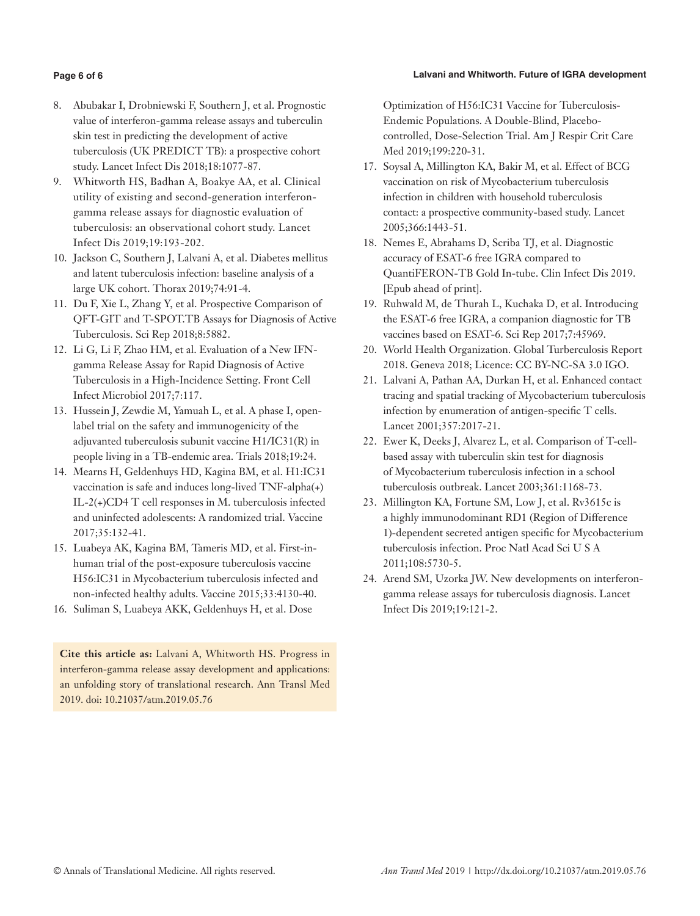8. Abubakar I, Drobniewski F, Southern J, et al. Prognostic value of interferon-gamma release assays and tuberculin skin test in predicting the development of active tuberculosis (UK PREDICT TB): a prospective cohort study. Lancet Infect Dis 2018;18:1077-87.
9. Whitworth HS, Badhan A, Boakye AA, et al. Clinical utility of existing and second-generation interferon-gamma release assays for diagnostic evaluation of tuberculosis: an observational cohort study. Lancet Infect Dis 2019;19:193-202.
10. Jackson C, Southern J, Lalvani A, et al. Diabetes mellitus and latent tuberculosis infection: baseline analysis of a large UK cohort. Thorax 2019;74:91-4.
11. Du F, Xie L, Zhang Y, et al. Prospective Comparison of QFT-GIT and T-SPOT.TB Assays for Diagnosis of Active Tuberculosis. Sci Rep 2018;8:5882.
12. Li G, Li F, Zhao HM, et al. Evaluation of a New IFN-gamma Release Assay for Rapid Diagnosis of Active Tuberculosis in a High-Incidence Setting. Front Cell Infect Microbiol 2017;7:117.
13. Hussein J, Zewdie M, Yamuah L, et al. A phase I, open-label trial on the safety and immunogenicity of the adjuvanted tuberculosis subunit vaccine H1/IC31(R) in people living in a TB-endemic area. Trials 2018;19:24.
14. Mearns H, Geldenhuys HD, Kagina BM, et al. H1:IC31 vaccination is safe and induces long-lived TNF-alpha(+) IL-2(+)CD4 T cell responses in M. tuberculosis infected and uninfected adolescents: A randomized trial. Vaccine 2017;35:132-41.
15. Luabeya AK, Kagina BM, Tameris MD, et al. First-in-human trial of the post-exposure tuberculosis vaccine H56:IC31 in Mycobacterium tuberculosis infected and non-infected healthy adults. Vaccine 2015;33:4130-40.
16. Suliman S, Luabeya AKK, Geldenhuys H, et al. Dose Optimization of H56:IC31 Vaccine for Tuberculosis-Endemic Populations. A Double-Blind, Placebo-controlled, Dose-Selection Trial. Am J Respir Crit Care Med 2019;199:220-31.
17. Soysal A, Millington KA, Bakir M, et al. Effect of BCG vaccination on risk of Mycobacterium tuberculosis infection in children with household tuberculosis contact: a prospective community-based study. Lancet 2005;366:1443-51.
18. Nemes E, Abrahams D, Scriba TJ, et al. Diagnostic accuracy of ESAT-6 free IGRA compared to QuantiFERON-TB Gold In-tube. Clin Infect Dis 2019. [Epub ahead of print].
19. Ruhwald M, de Thurah L, Kuchaka D, et al. Introducing the ESAT-6 free IGRA, a companion diagnostic for TB vaccines based on ESAT-6. Sci Rep 2017;7:45969.
20. World Health Organization. Global Turberculosis Report 2018. Geneva 2018; Licence: CC BY-NC-SA 3.0 IGO.
21. Lalvani A, Pathan AA, Durkan H, et al. Enhanced contact tracing and spatial tracking of Mycobacterium tuberculosis infection by enumeration of antigen-specific T cells. Lancet 2001;357:2017-21.
22. Ewer K, Deeks J, Alvarez L, et al. Comparison of T-cell-based assay with tuberculin skin test for diagnosis of Mycobacterium tuberculosis infection in a school tuberculosis outbreak. Lancet 2003;361:1168-73.
23. Millington KA, Fortune SM, Low J, et al. Rv3615c is a highly immunodominant RD1 (Region of Difference 1)-dependent secreted antigen specific for Mycobacterium tuberculosis infection. Proc Natl Acad Sci U S A 2011;108:5730-5.
24. Arend SM, Uzorka JW. New developments on interferon-gamma release assays for tuberculosis diagnosis. Lancet Infect Dis 2019;19:121-2.

**Cite this article as:** Lalvani A, Whitworth HS. Progress in interferon-gamma release assay development and applications: an unfolding story of translational research. Ann Transl Med 2019. doi: 10.21037/atm.2019.05.76